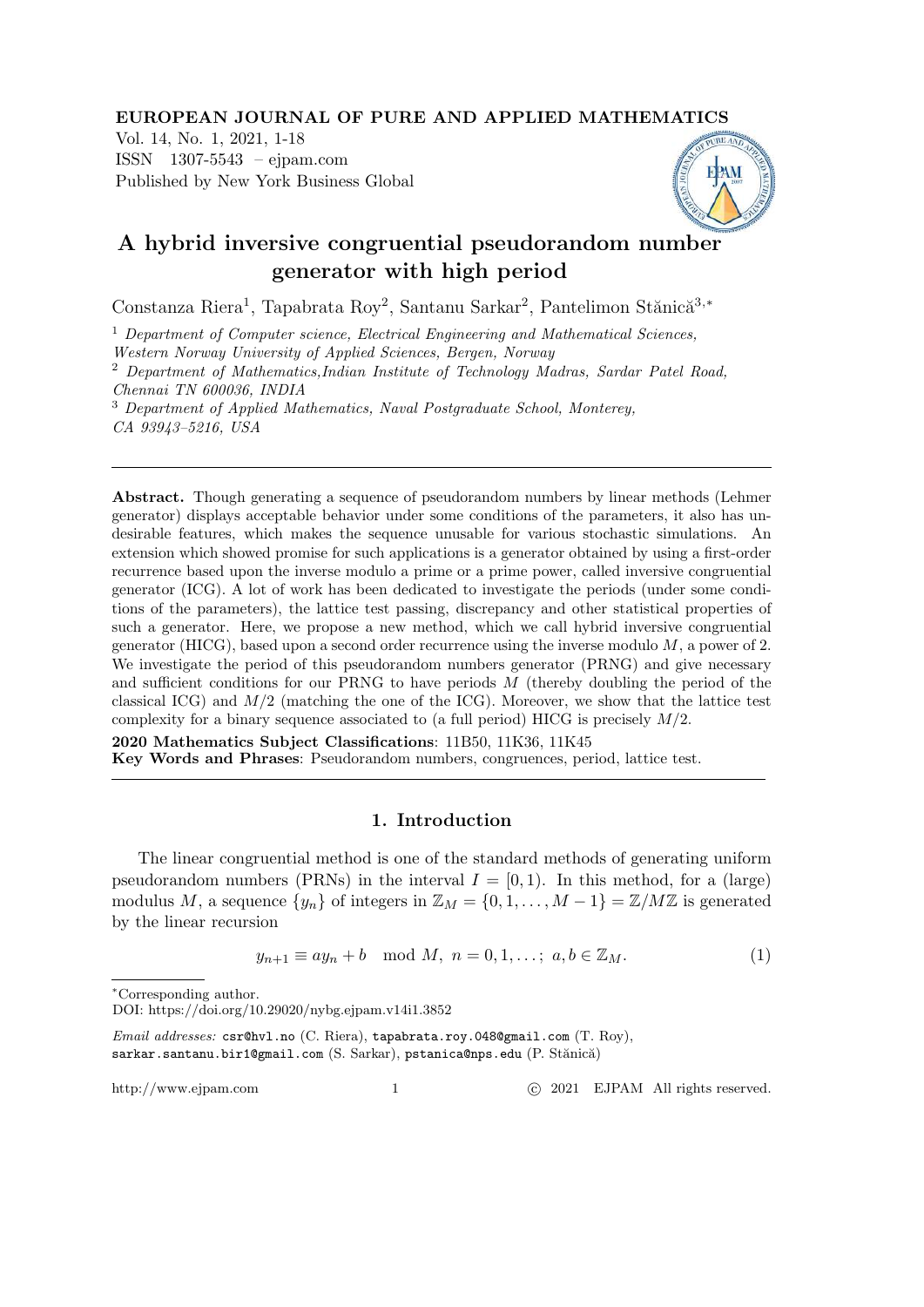# A hybrid inversive congruential pseudorandom number generator with high period

Constanza Riera[1], Tapabrata Roy[2], Santanu Sarkar[2], Pantelimon Stănică[3,*]

[1] *Department of Computer science, Electrical Engineering and Mathematical Sciences, Western Norway University of Applied Sciences, Bergen, Norway*

[2] *Department of Mathematics,Indian Institute of Technology Madras, Sardar Patel Road, Chennai TN 600036, INDIA*

[3] *Department of Applied Mathematics, Naval Postgraduate School, Monterey, CA 93943–5216, USA*

---

**Abstract.** Though generating a sequence of pseudorandom numbers by linear methods (Lehmer generator) displays acceptable behavior under some conditions of the parameters, it also has undesirable features, which makes the sequence unusable for various stochastic simulations. An extension which showed promise for such applications is a generator obtained by using a first-order recurrence based upon the inverse modulo a prime or a prime power, called inversive congruential generator (ICG). A lot of work has been dedicated to investigate the periods (under some conditions of the parameters), the lattice test passing, discrepancy and other statistical properties of such a generator. Here, we propose a new method, which we call hybrid inversive congruential generator (HICG), based upon a second order recurrence using the inverse modulo $M$, a power of 2. We investigate the period of this pseudorandom numbers generator (PRNG) and give necessary and sufficient conditions for our PRNG to have periods $M$ (thereby doubling the period of the classical ICG) and $M/2$ (matching the one of the ICG). Moreover, we show that the lattice test complexity for a binary sequence associated to (a full period) HICG is precisely $M/2$.

**2020 Mathematics Subject Classifications**: 11B50, 11K36, 11K45

**Key Words and Phrases**: Pseudorandom numbers, congruences, period, lattice test.

---

## 1. Introduction

The linear congruential method is one of the standard methods of generating uniform pseudorandom numbers (PRNs) in the interval $I = [0, 1)$. In this method, for a (large) modulus $M$, a sequence $\{y_n\}$ of integers in $\mathbb{Z}_M = \{0, 1, \ldots, M-1\} = \mathbb{Z}/M\mathbb{Z}$ is generated by the linear recursion

$$y_{n+1} \equiv a y_n + b \mod M,\ n = 0, 1, \ldots;\ a, b \in \mathbb{Z}_M. \tag{1}$$

---

*Corresponding author.

DOI: https://doi.org/10.29020/nybg.ejpam.v14i1.3852

*Email addresses:* csr@hvl.no (C. Riera), tapabrata.roy.048@gmail.com (T. Roy), sarkar.santanu.bir1@gmail.com (S. Sarkar), pstanica@nps.edu (P. Stănică)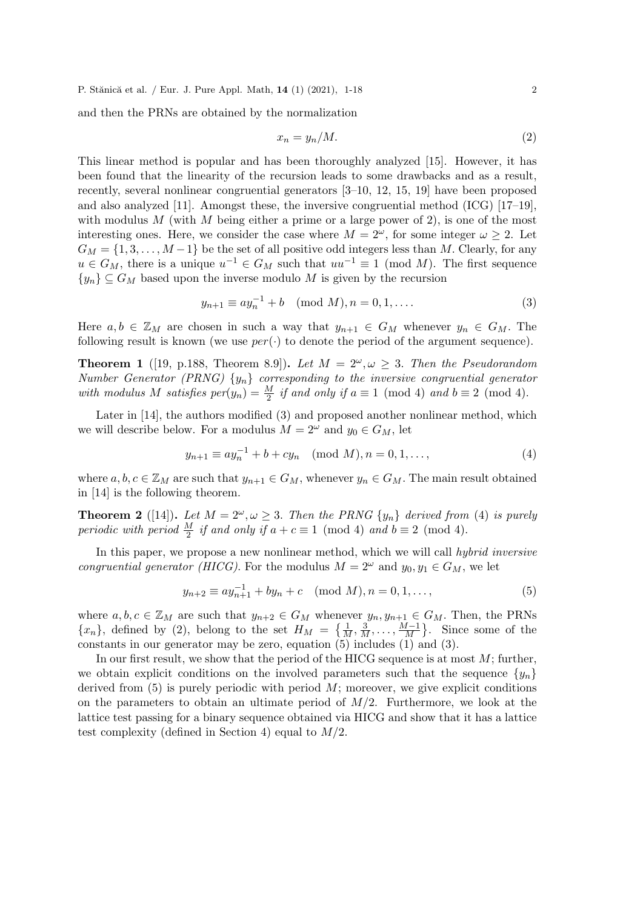and then the PRNs are obtained by the normalization

$$x_n = y_n/M. \tag{2}$$

This linear method is popular and has been thoroughly analyzed [15]. However, it has been found that the linearity of the recursion leads to some drawbacks and as a result, recently, several nonlinear congruential generators [3–10, 12, 15, 19] have been proposed and also analyzed [11]. Amongst these, the inversive congruential method (ICG) [17–19], with modulus $M$ (with $M$ being either a prime or a large power of 2), is one of the most interesting ones. Here, we consider the case where $M = 2^\omega$, for some integer $\omega \geq 2$. Let $G_M = \{1, 3, \ldots, M-1\}$ be the set of all positive odd integers less than $M$. Clearly, for any $u \in G_M$, there is a unique $u^{-1} \in G_M$ such that $uu^{-1} \equiv 1 \pmod{M}$. The first sequence $\{y_n\} \subseteq G_M$ based upon the inverse modulo $M$ is given by the recursion

$$y_{n+1} \equiv a y_n^{-1} + b \pmod{M}, n = 0, 1, \ldots. \tag{3}$$

Here $a, b \in \mathbb{Z}_M$ are chosen in such a way that $y_{n+1} \in G_M$ whenever $y_n \in G_M$. The following result is known (we use $per(\cdot)$ to denote the period of the argument sequence).

**Theorem 1** ([19, p.188, Theorem 8.9])**.** *Let $M = 2^\omega, \omega \geq 3$. Then the Pseudorandom Number Generator (PRNG) $\{y_n\}$ corresponding to the inversive congruential generator with modulus $M$ satisfies $per(y_n) = \frac{M}{2}$ if and only if $a \equiv 1 \pmod 4$ and $b \equiv 2 \pmod 4$.*

Later in [14], the authors modified (3) and proposed another nonlinear method, which we will describe below. For a modulus $M = 2^\omega$ and $y_0 \in G_M$, let

$$y_{n+1} \equiv a y_n^{-1} + b + c y_n \pmod{M}, n = 0, 1, \ldots, \tag{4}$$

where $a, b, c \in \mathbb{Z}_M$ are such that $y_{n+1} \in G_M$, whenever $y_n \in G_M$. The main result obtained in [14] is the following theorem.

**Theorem 2** ([14])**.** *Let $M = 2^\omega, \omega \geq 3$. Then the PRNG $\{y_n\}$ derived from (4) is purely periodic with period $\frac{M}{2}$ if and only if $a + c \equiv 1 \pmod 4$ and $b \equiv 2 \pmod 4$.*

In this paper, we propose a new nonlinear method, which we will call *hybrid inversive congruential generator (HICG)*. For the modulus $M = 2^\omega$ and $y_0, y_1 \in G_M$, we let

$$y_{n+2} \equiv a y_{n+1}^{-1} + b y_n + c \pmod{M}, n = 0, 1, \ldots, \tag{5}$$

where $a, b, c \in \mathbb{Z}_M$ are such that $y_{n+2} \in G_M$ whenever $y_n, y_{n+1} \in G_M$. Then, the PRNs $\{x_n\}$, defined by (2), belong to the set $H_M = \left\{\frac{1}{M}, \frac{3}{M}, \ldots, \frac{M-1}{M}\right\}$. Since some of the constants in our generator may be zero, equation (5) includes (1) and (3).

In our first result, we show that the period of the HICG sequence is at most $M$; further, we obtain explicit conditions on the involved parameters such that the sequence $\{y_n\}$ derived from (5) is purely periodic with period $M$; moreover, we give explicit conditions on the parameters to obtain an ultimate period of $M/2$. Furthermore, we look at the lattice test passing for a binary sequence obtained via HICG and show that it has a lattice test complexity (defined in Section 4) equal to $M/2$.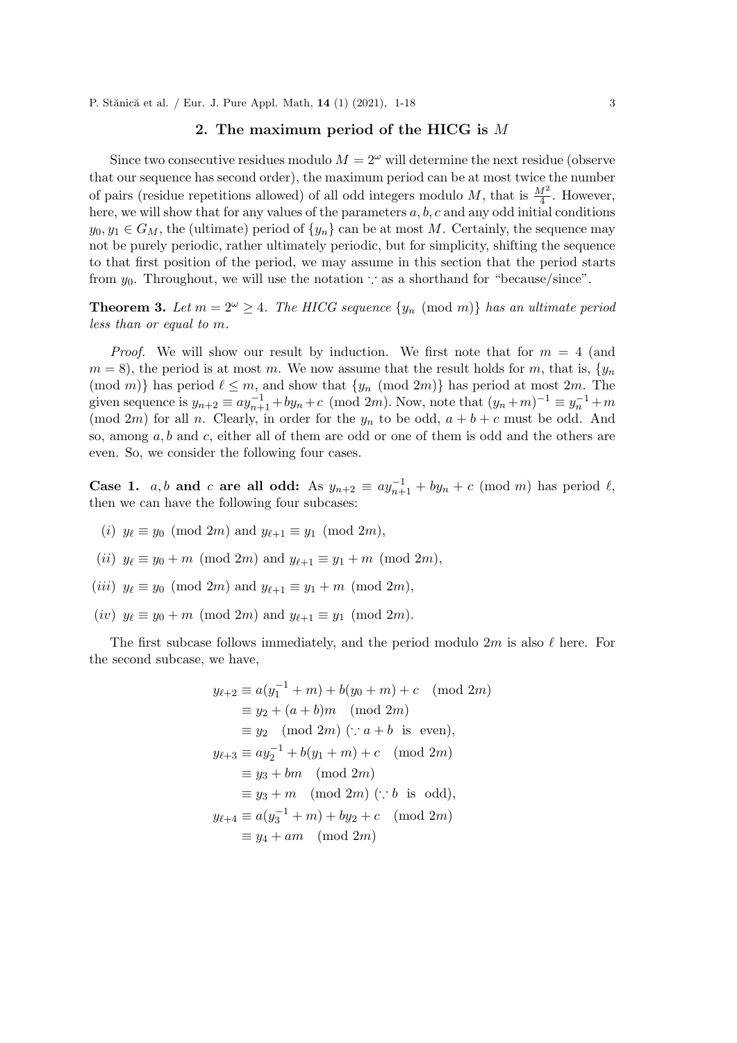## 2. The maximum period of the HICG is $M$

Since two consecutive residues modulo $M = 2^\omega$ will determine the next residue (observe that our sequence has second order), the maximum period can be at most twice the number of pairs (residue repetitions allowed) of all odd integers modulo $M$, that is $\frac{M^2}{4}$. However, here, we will show that for any values of the parameters $a, b, c$ and any odd initial conditions $y_0, y_1 \in G_M$, the (ultimate) period of $\{y_n\}$ can be at most $M$. Certainly, the sequence may not be purely periodic, rather ultimately periodic, but for simplicity, shifting the sequence to that first position of the period, we may assume in this section that the period starts from $y_0$. Throughout, we will use the notation $\because$ as a shorthand for "because/since".

**Theorem 3.** *Let $m = 2^\omega \geq 4$. The HICG sequence $\{y_n \pmod m\}$ has an ultimate period less than or equal to $m$.*

*Proof.* We will show our result by induction. We first note that for $m = 4$ (and $m = 8$), the period is at most $m$. We now assume that the result holds for $m$, that is, $\{y_n \pmod m\}$ has period $\ell \leq m$, and show that $\{y_n \pmod{2m}\}$ has period at most $2m$. The given sequence is $y_{n+2} \equiv a y_{n+1}^{-1} + b y_n + c \pmod{2m}$. Now, note that $(y_n + m)^{-1} \equiv y_n^{-1} + m \pmod{2m}$ for all $n$. Clearly, in order for the $y_n$ to be odd, $a + b + c$ must be odd. And so, among $a, b$ and $c$, either all of them are odd or one of them is odd and the others are even. So, we consider the following four cases.

**Case 1.** $a, b$ **and** $c$ **are all odd:** As $y_{n+2} \equiv a y_{n+1}^{-1} + b y_n + c \pmod m$ has period $\ell$, then we can have the following four subcases:

(*i*) $y_\ell \equiv y_0 \pmod{2m}$ and $y_{\ell+1} \equiv y_1 \pmod{2m}$,

(*ii*) $y_\ell \equiv y_0 + m \pmod{2m}$ and $y_{\ell+1} \equiv y_1 + m \pmod{2m}$,

(*iii*) $y_\ell \equiv y_0 \pmod{2m}$ and $y_{\ell+1} \equiv y_1 + m \pmod{2m}$,

(*iv*) $y_\ell \equiv y_0 + m \pmod{2m}$ and $y_{\ell+1} \equiv y_1 \pmod{2m}$.

The first subcase follows immediately, and the period modulo $2m$ is also $\ell$ here. For the second subcase, we have,

$$
\begin{aligned}
y_{\ell+2} &\equiv a(y_1^{-1} + m) + b(y_0 + m) + c \pmod{2m} \\
&\equiv y_2 + (a+b)m \pmod{2m} \\
&\equiv y_2 \pmod{2m} \; (\because a + b \text{ is even}), \\
y_{\ell+3} &\equiv a y_2^{-1} + b(y_1 + m) + c \pmod{2m} \\
&\equiv y_3 + bm \pmod{2m} \\
&\equiv y_3 + m \pmod{2m} \; (\because b \text{ is odd}), \\
y_{\ell+4} &\equiv a(y_3^{-1} + m) + b y_2 + c \pmod{2m} \\
&\equiv y_4 + am \pmod{2m}
\end{aligned}
$$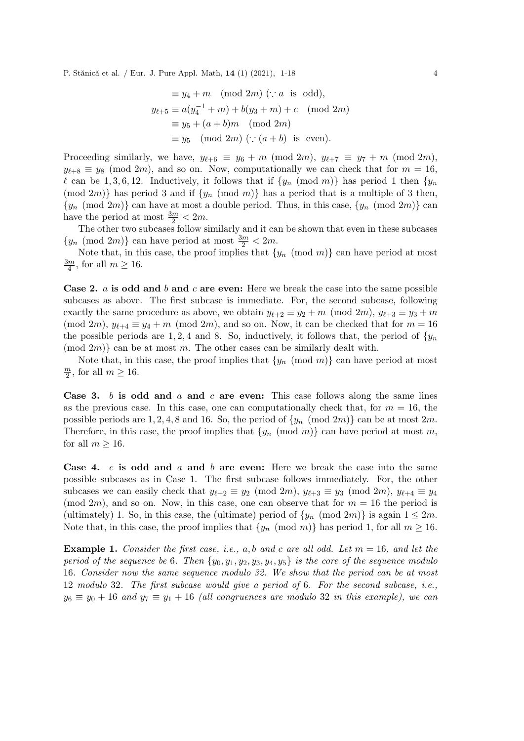$$
\begin{aligned}
&\equiv y_4 + m \pmod{2m} \ (\because a \ \text{is odd}),\\
y_{\ell+5} &\equiv a(y_4^{-1} + m) + b(y_3 + m) + c \pmod{2m}\\
&\equiv y_5 + (a+b)m \pmod{2m}\\
&\equiv y_5 \pmod{2m} \ (\because (a+b) \ \text{is even}).
\end{aligned}
$$

Proceeding similarly, we have, $y_{\ell+6} \equiv y_6 + m \pmod{2m}$, $y_{\ell+7} \equiv y_7 + m \pmod{2m}$, $y_{\ell+8} \equiv y_8 \pmod{2m}$, and so on. Now, computationally we can check that for $m = 16$, $\ell$ can be $1, 3, 6, 12$. Inductively, it follows that if $\{y_n \pmod{m}\}$ has period 1 then $\{y_n \pmod{2m}\}$ has period 3 and if $\{y_n \pmod{m}\}$ has a period that is a multiple of 3 then, $\{y_n \pmod{2m}\}$ can have at most a double period. Thus, in this case, $\{y_n \pmod{2m}\}$ can have the period at most $\frac{3m}{2} < 2m$.

The other two subcases follow similarly and it can be shown that even in these subcases $\{y_n \pmod{2m}\}$ can have period at most $\frac{3m}{2} < 2m$.

Note that, in this case, the proof implies that $\{y_n \pmod{m}\}$ can have period at most $\frac{3m}{4}$, for all $m \geq 16$.

**Case 2. $a$ is odd and $b$ and $c$ are even:** Here we break the case into the same possible subcases as above. The first subcase is immediate. For, the second subcase, following exactly the same procedure as above, we obtain $y_{\ell+2} \equiv y_2 + m \pmod{2m}$, $y_{\ell+3} \equiv y_3 + m \pmod{2m}$, $y_{\ell+4} \equiv y_4 + m \pmod{2m}$, and so on. Now, it can be checked that for $m = 16$ the possible periods are $1, 2, 4$ and $8$. So, inductively, it follows that, the period of $\{y_n \pmod{2m}\}$ can be at most $m$. The other cases can be similarly dealt with.

Note that, in this case, the proof implies that $\{y_n \pmod{m}\}$ can have period at most $\frac{m}{2}$, for all $m \geq 16$.

**Case 3. $b$ is odd and $a$ and $c$ are even:** This case follows along the same lines as the previous case. In this case, one can computationally check that, for $m = 16$, the possible periods are $1, 2, 4, 8$ and $16$. So, the period of $\{y_n \pmod{2m}\}$ can be at most $2m$. Therefore, in this case, the proof implies that $\{y_n \pmod{m}\}$ can have period at most $m$, for all $m \geq 16$.

**Case 4. $c$ is odd and $a$ and $b$ are even:** Here we break the case into the same possible subcases as in Case 1. The first subcase follows immediately. For, the other subcases we can easily check that $y_{\ell+2} \equiv y_2 \pmod{2m}$, $y_{\ell+3} \equiv y_3 \pmod{2m}$, $y_{\ell+4} \equiv y_4 \pmod{2m}$, and so on. Now, in this case, one can observe that for $m = 16$ the period is (ultimately) 1. So, in this case, the (ultimate) period of $\{y_n \pmod{2m}\}$ is again $1 \leq 2m$. Note that, in this case, the proof implies that $\{y_n \pmod{m}\}$ has period 1, for all $m \geq 16$.

**Example 1.** *Consider the first case, i.e., $a, b$ and $c$ are all odd. Let $m = 16$, and let the period of the sequence be 6. Then $\{y_0, y_1, y_2, y_3, y_4, y_5\}$ is the core of the sequence modulo 16. Consider now the same sequence modulo 32. We show that the period can be at most 12 modulo 32. The first subcase would give a period of 6. For the second subcase, i.e., $y_6 \equiv y_0 + 16$ and $y_7 \equiv y_1 + 16$ (all congruences are modulo 32 in this example), we can*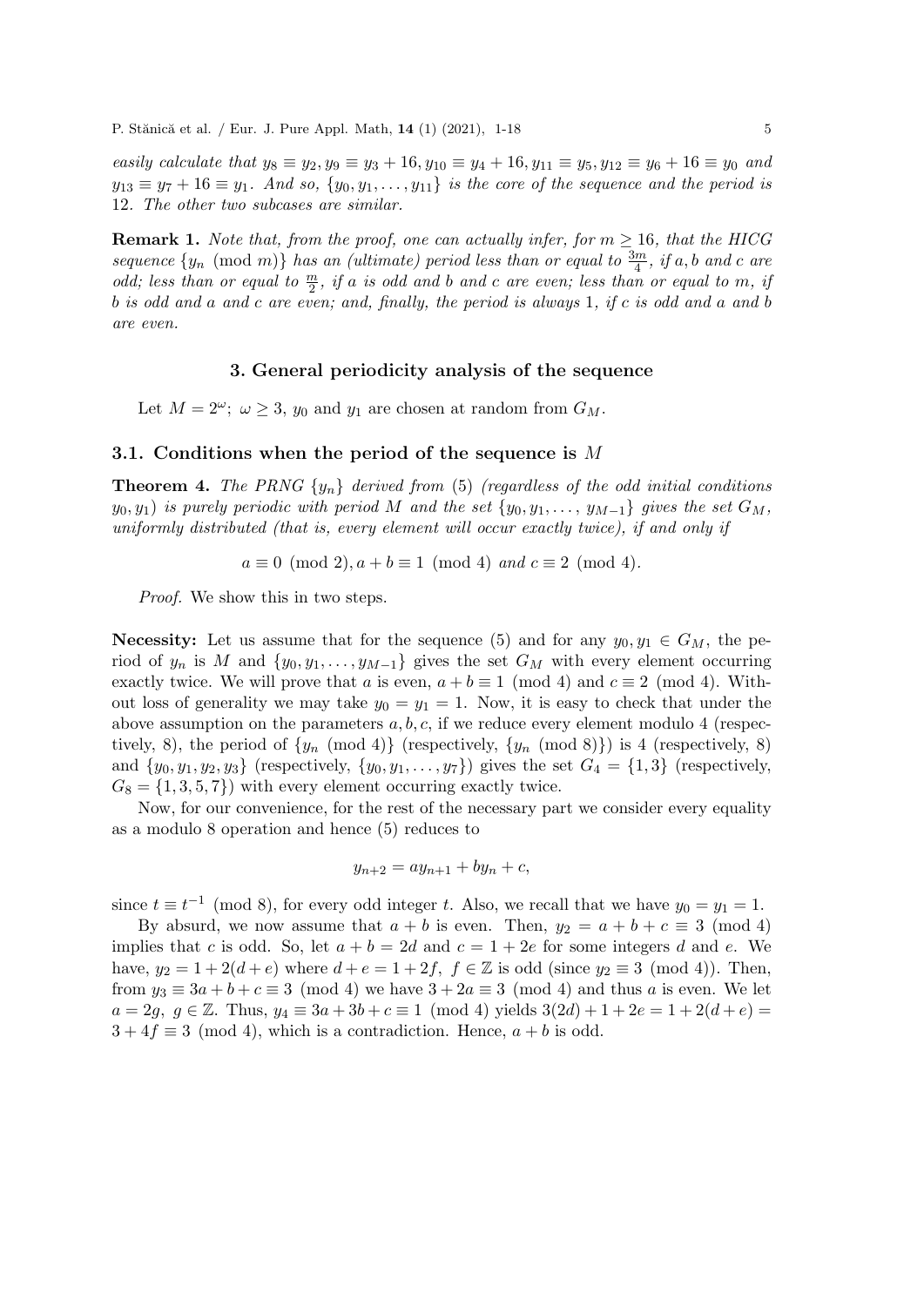*easily calculate that $y_8 \equiv y_2, y_9 \equiv y_3 + 16, y_{10} \equiv y_4 + 16, y_{11} \equiv y_5, y_{12} \equiv y_6 + 16 \equiv y_0$ and $y_{13} \equiv y_7 + 16 \equiv y_1$. And so, $\{y_0, y_1, \ldots, y_{11}\}$ is the core of the sequence and the period is 12. The other two subcases are similar.*

**Remark 1.** *Note that, from the proof, one can actually infer, for $m \geq 16$, that the HICG sequence $\{y_n \pmod{m}\}$ has an (ultimate) period less than or equal to $\frac{3m}{4}$, if $a, b$ and $c$ are odd; less than or equal to $\frac{m}{2}$, if $a$ is odd and $b$ and $c$ are even; less than or equal to $m$, if $b$ is odd and $a$ and $c$ are even; and, finally, the period is always 1, if $c$ is odd and $a$ and $b$ are even.*

## 3. General periodicity analysis of the sequence

Let $M = 2^\omega$; $\omega \geq 3$, $y_0$ and $y_1$ are chosen at random from $G_M$.

### 3.1. Conditions when the period of the sequence is $M$

**Theorem 4.** *The PRNG $\{y_n\}$ derived from (5) (regardless of the odd initial conditions $y_0, y_1$) is purely periodic with period $M$ and the set $\{y_0, y_1, \ldots, y_{M-1}\}$ gives the set $G_M$, uniformly distributed (that is, every element will occur exactly twice), if and only if*

$$a \equiv 0 \pmod{2}, a + b \equiv 1 \pmod{4} \text{ and } c \equiv 2 \pmod{4}.$$

*Proof.* We show this in two steps.

**Necessity:** Let us assume that for the sequence (5) and for any $y_0, y_1 \in G_M$, the period of $y_n$ is $M$ and $\{y_0, y_1, \ldots, y_{M-1}\}$ gives the set $G_M$ with every element occurring exactly twice. We will prove that $a$ is even, $a + b \equiv 1 \pmod{4}$ and $c \equiv 2 \pmod{4}$. Without loss of generality we may take $y_0 = y_1 = 1$. Now, it is easy to check that under the above assumption on the parameters $a, b, c$, if we reduce every element modulo 4 (respectively, 8), the period of $\{y_n \pmod{4}\}$ (respectively, $\{y_n \pmod{8}\}$) is 4 (respectively, 8) and $\{y_0, y_1, y_2, y_3\}$ (respectively, $\{y_0, y_1, \ldots, y_7\}$) gives the set $G_4 = \{1, 3\}$ (respectively, $G_8 = \{1, 3, 5, 7\}$) with every element occurring exactly twice.

Now, for our convenience, for the rest of the necessary part we consider every equality as a modulo 8 operation and hence (5) reduces to

$$y_{n+2} = ay_{n+1} + by_n + c,$$

since $t \equiv t^{-1} \pmod{8}$, for every odd integer $t$. Also, we recall that we have $y_0 = y_1 = 1$.

By absurd, we now assume that $a + b$ is even. Then, $y_2 = a + b + c \equiv 3 \pmod{4}$ implies that $c$ is odd. So, let $a + b = 2d$ and $c = 1 + 2e$ for some integers $d$ and $e$. We have, $y_2 = 1 + 2(d + e)$ where $d + e = 1 + 2f$, $f \in \mathbb{Z}$ is odd (since $y_2 \equiv 3 \pmod{4}$). Then, from $y_3 \equiv 3a + b + c \equiv 3 \pmod{4}$ we have $3 + 2a \equiv 3 \pmod{4}$ and thus $a$ is even. We let $a = 2g$, $g \in \mathbb{Z}$. Thus, $y_4 \equiv 3a + 3b + c \equiv 1 \pmod{4}$ yields $3(2d) + 1 + 2e = 1 + 2(d + e) = 3 + 4f \equiv 3 \pmod{4}$, which is a contradiction. Hence, $a + b$ is odd.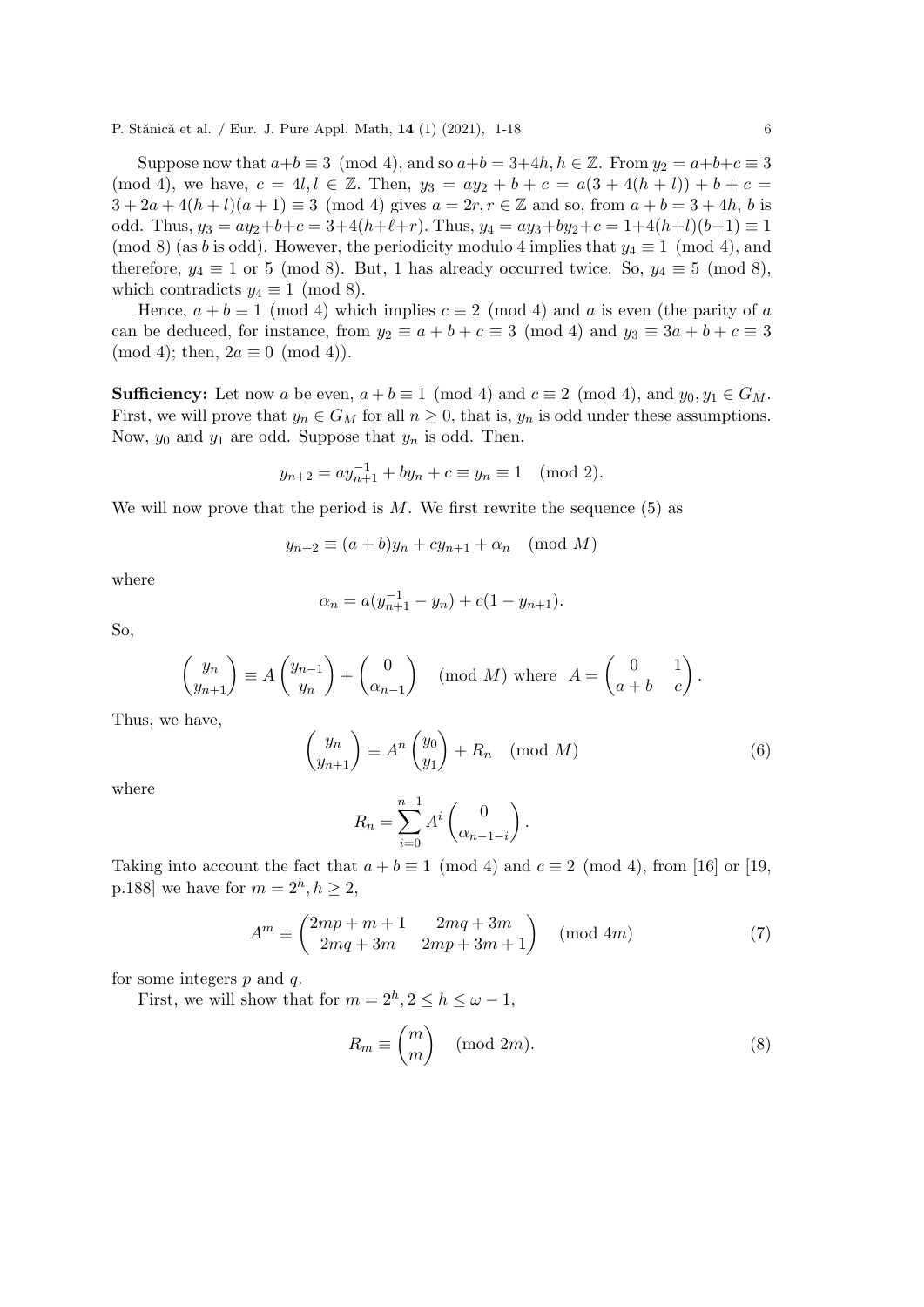Suppose now that $a+b \equiv 3 \pmod 4$, and so $a+b = 3+4h, h \in \mathbb{Z}$. From $y_2 = a+b+c \equiv 3 \pmod 4$, we have, $c = 4l, l \in \mathbb{Z}$. Then, $y_3 = ay_2 + b + c = a(3+4(h+l)) + b + c = 3 + 2a + 4(h+l)(a+1) \equiv 3 \pmod 4$ gives $a = 2r, r \in \mathbb{Z}$ and so, from $a+b = 3+4h$, $b$ is odd. Thus, $y_3 = ay_2+b+c = 3+4(h+\ell+r)$. Thus, $y_4 = ay_3+by_2+c = 1+4(h+l)(b+1) \equiv 1 \pmod 8$ (as $b$ is odd). However, the periodicity modulo 4 implies that $y_4 \equiv 1 \pmod 4$, and therefore, $y_4 \equiv 1$ or $5 \pmod 8$. But, 1 has already occurred twice. So, $y_4 \equiv 5 \pmod 8$, which contradicts $y_4 \equiv 1 \pmod 8$.

Hence, $a+b \equiv 1 \pmod 4$ which implies $c \equiv 2 \pmod 4$ and $a$ is even (the parity of $a$ can be deduced, for instance, from $y_2 \equiv a+b+c \equiv 3 \pmod 4$ and $y_3 \equiv 3a+b+c \equiv 3 \pmod 4$; then, $2a \equiv 0 \pmod 4$).

**Sufficiency:** Let now $a$ be even, $a+b \equiv 1 \pmod 4$ and $c \equiv 2 \pmod 4$, and $y_0, y_1 \in G_M$. First, we will prove that $y_n \in G_M$ for all $n \geq 0$, that is, $y_n$ is odd under these assumptions. Now, $y_0$ and $y_1$ are odd. Suppose that $y_n$ is odd. Then,

$$y_{n+2} = ay_{n+1}^{-1} + by_n + c \equiv y_n \equiv 1 \pmod 2.$$

We will now prove that the period is $M$. We first rewrite the sequence (5) as

$$y_{n+2} \equiv (a+b)y_n + cy_{n+1} + \alpha_n \pmod M$$

where

$$\alpha_n = a(y_{n+1}^{-1} - y_n) + c(1 - y_{n+1}).$$

So,

$$\begin{pmatrix} y_n \\ y_{n+1} \end{pmatrix} \equiv A \begin{pmatrix} y_{n-1} \\ y_n \end{pmatrix} + \begin{pmatrix} 0 \\ \alpha_{n-1} \end{pmatrix} \pmod M \text{ where } A = \begin{pmatrix} 0 & 1 \\ a+b & c \end{pmatrix}.$$

Thus, we have,

$$\begin{pmatrix} y_n \\ y_{n+1} \end{pmatrix} \equiv A^n \begin{pmatrix} y_0 \\ y_1 \end{pmatrix} + R_n \pmod M \tag{6}$$

where

$$R_n = \sum_{i=0}^{n-1} A^i \begin{pmatrix} 0 \\ \alpha_{n-1-i} \end{pmatrix}.$$

Taking into account the fact that $a+b \equiv 1 \pmod 4$ and $c \equiv 2 \pmod 4$, from [16] or [19, p.188] we have for $m = 2^h, h \geq 2$,

$$A^m \equiv \begin{pmatrix} 2mp+m+1 & 2mq+3m \\ 2mq+3m & 2mp+3m+1 \end{pmatrix} \pmod{4m} \tag{7}$$

for some integers $p$ and $q$.

First, we will show that for $m = 2^h, 2 \leq h \leq \omega - 1$,

$$R_m \equiv \begin{pmatrix} m \\ m \end{pmatrix} \pmod{2m}. \tag{8}$$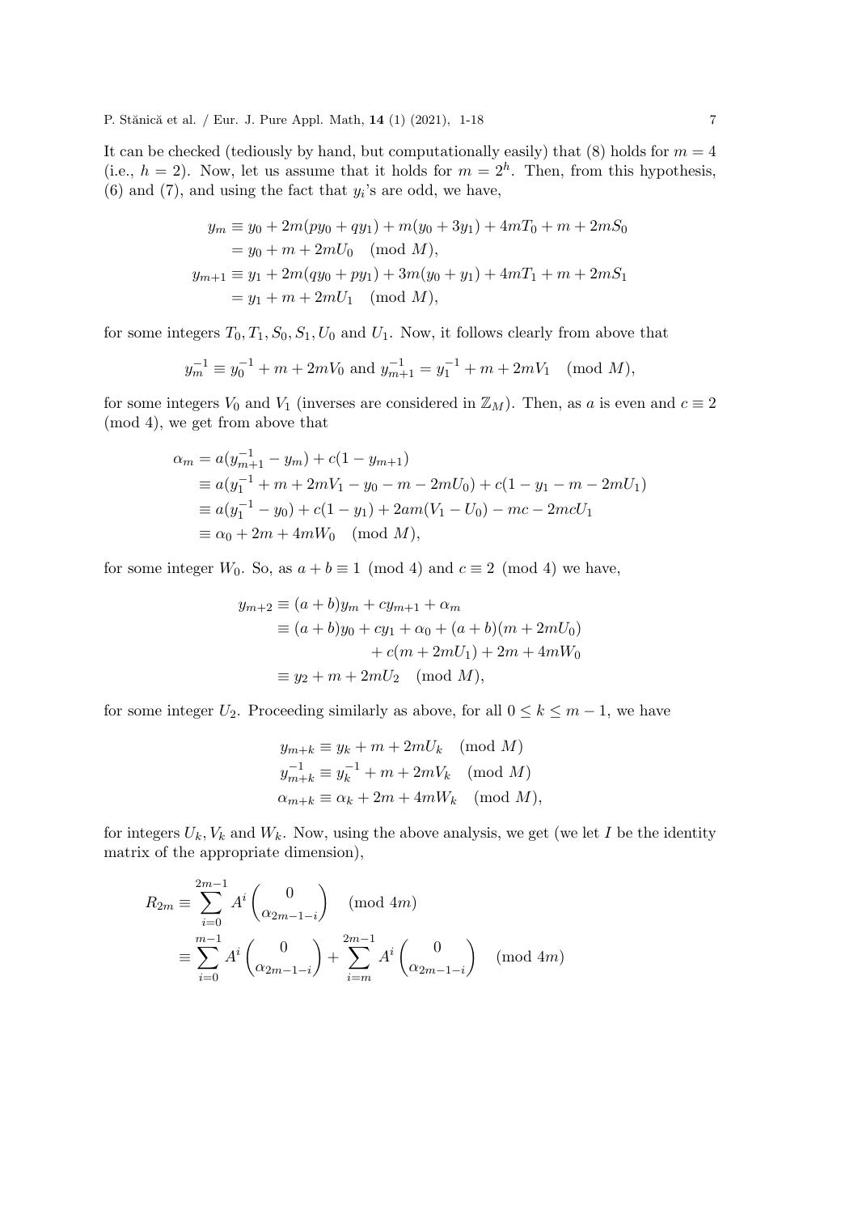It can be checked (tediously by hand, but computationally easily) that (8) holds for $m = 4$ (i.e., $h = 2$). Now, let us assume that it holds for $m = 2^h$. Then, from this hypothesis, (6) and (7), and using the fact that $y_i$'s are odd, we have,

$$
\begin{aligned}
y_m &\equiv y_0 + 2m(py_0 + qy_1) + m(y_0 + 3y_1) + 4mT_0 + m + 2mS_0 \\
&= y_0 + m + 2mU_0 \pmod{M}, \\
y_{m+1} &\equiv y_1 + 2m(qy_0 + py_1) + 3m(y_0 + y_1) + 4mT_1 + m + 2mS_1 \\
&= y_1 + m + 2mU_1 \pmod{M},
\end{aligned}
$$

for some integers $T_0, T_1, S_0, S_1, U_0$ and $U_1$. Now, it follows clearly from above that

$$
y_m^{-1} \equiv y_0^{-1} + m + 2mV_0 \text{ and } y_{m+1}^{-1} = y_1^{-1} + m + 2mV_1 \pmod{M},
$$

for some integers $V_0$ and $V_1$ (inverses are considered in $\mathbb{Z}_M$). Then, as $a$ is even and $c \equiv 2 \pmod{4}$, we get from above that

$$
\begin{aligned}
\alpha_m &= a(y_{m+1}^{-1} - y_m) + c(1 - y_{m+1}) \\
&\equiv a(y_1^{-1} + m + 2mV_1 - y_0 - m - 2mU_0) + c(1 - y_1 - m - 2mU_1) \\
&\equiv a(y_1^{-1} - y_0) + c(1 - y_1) + 2am(V_1 - U_0) - mc - 2mcU_1 \\
&\equiv \alpha_0 + 2m + 4mW_0 \pmod{M},
\end{aligned}
$$

for some integer $W_0$. So, as $a + b \equiv 1 \pmod{4}$ and $c \equiv 2 \pmod{4}$ we have,

$$
\begin{aligned}
y_{m+2} &\equiv (a + b)y_m + cy_{m+1} + \alpha_m \\
&\equiv (a + b)y_0 + cy_1 + \alpha_0 + (a + b)(m + 2mU_0) \\
&\qquad + c(m + 2mU_1) + 2m + 4mW_0 \\
&\equiv y_2 + m + 2mU_2 \pmod{M},
\end{aligned}
$$

for some integer $U_2$. Proceeding similarly as above, for all $0 \le k \le m - 1$, we have

$$
\begin{aligned}
y_{m+k} &\equiv y_k + m + 2mU_k \pmod{M} \\
y_{m+k}^{-1} &\equiv y_k^{-1} + m + 2mV_k \pmod{M} \\
\alpha_{m+k} &\equiv \alpha_k + 2m + 4mW_k \pmod{M},
\end{aligned}
$$

for integers $U_k, V_k$ and $W_k$. Now, using the above analysis, we get (we let $I$ be the identity matrix of the appropriate dimension),

$$
\begin{aligned}
R_{2m} &\equiv \sum_{i=0}^{2m-1} A^i \begin{pmatrix} 0 \\ \alpha_{2m-1-i} \end{pmatrix} \pmod{4m} \\
&\equiv \sum_{i=0}^{m-1} A^i \begin{pmatrix} 0 \\ \alpha_{2m-1-i} \end{pmatrix} + \sum_{i=m}^{2m-1} A^i \begin{pmatrix} 0 \\ \alpha_{2m-1-i} \end{pmatrix} \pmod{4m}
\end{aligned}
$$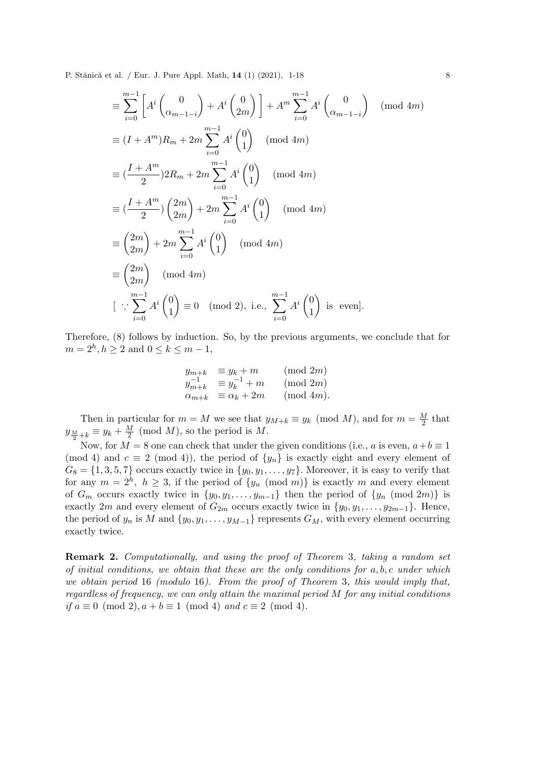$$
\begin{aligned}
&\equiv \sum_{i=0}^{m-1}\left[A^i\begin{pmatrix}0\\ \alpha_{m-1-i}\end{pmatrix} + A^i\begin{pmatrix}0\\ 2m\end{pmatrix}\right] + A^m\sum_{i=0}^{m-1}A^i\begin{pmatrix}0\\ \alpha_{m-1-i}\end{pmatrix} \pmod{4m}\\
&\equiv (I+A^m)R_m + 2m\sum_{i=0}^{m-1}A^i\begin{pmatrix}0\\1\end{pmatrix} \pmod{4m}\\
&\equiv (\frac{I+A^m}{2})2R_m + 2m\sum_{i=0}^{m-1}A^i\begin{pmatrix}0\\1\end{pmatrix} \pmod{4m}\\
&\equiv (\frac{I+A^m}{2})\begin{pmatrix}2m\\2m\end{pmatrix} + 2m\sum_{i=0}^{m-1}A^i\begin{pmatrix}0\\1\end{pmatrix} \pmod{4m}\\
&\equiv \begin{pmatrix}2m\\2m\end{pmatrix} + 2m\sum_{i=0}^{m-1}A^i\begin{pmatrix}0\\1\end{pmatrix} \pmod{4m}\\
&\equiv \begin{pmatrix}2m\\2m\end{pmatrix} \pmod{4m}\\
&[\ \because \sum_{i=0}^{m-1}A^i\begin{pmatrix}0\\1\end{pmatrix} \equiv 0 \pmod{2}, \text{ i.e., } \sum_{i=0}^{m-1}A^i\begin{pmatrix}0\\1\end{pmatrix} \text{ is even}].
\end{aligned}
$$

Therefore, (8) follows by induction. So, by the previous arguments, we conclude that for $m = 2^h, h \geq 2$ and $0 \leq k \leq m-1$,

$$
\begin{aligned}
y_{m+k} &\equiv y_k + m \pmod{2m}\\
y_{m+k}^{-1} &\equiv y_k^{-1} + m \pmod{2m}\\
\alpha_{m+k} &\equiv \alpha_k + 2m \pmod{4m}.
\end{aligned}
$$

Then in particular for $m = M$ we see that $y_{M+k} \equiv y_k \pmod{M}$, and for $m = \frac{M}{2}$ that $y_{\frac{M}{2}+k} \equiv y_k + \frac{M}{2} \pmod{M}$, so the period is $M$.

Now, for $M = 8$ one can check that under the given conditions (i.e., $a$ is even, $a+b \equiv 1 \pmod{4}$ and $c \equiv 2 \pmod{4}$), the period of $\{y_n\}$ is exactly eight and every element of $G_8 = \{1, 3, 5, 7\}$ occurs exactly twice in $\{y_0, y_1, \ldots, y_7\}$. Moreover, it is easy to verify that for any $m = 2^h,\ h \geq 3$, if the period of $\{y_n \pmod{m}\}$ is exactly $m$ and every element of $G_m$ occurs exactly twice in $\{y_0, y_1, \ldots, y_{m-1}\}$ then the period of $\{y_n \pmod{2m}\}$ is exactly $2m$ and every element of $G_{2m}$ occurs exactly twice in $\{y_0, y_1, \ldots, y_{2m-1}\}$. Hence, the period of $y_n$ is $M$ and $\{y_0, y_1, \ldots, y_{M-1}\}$ represents $G_M$, with every element occurring exactly twice.

**Remark 2.** *Computationally, and using the proof of Theorem* 3*, taking a random set of initial conditions, we obtain that these are the only conditions for* $a, b, c$ *under which we obtain period* 16 *(modulo* 16*). From the proof of Theorem* 3*, this would imply that, regardless of frequency, we can only attain the maximal period* $M$ *for any initial conditions if* $a \equiv 0 \pmod{2}, a+b \equiv 1 \pmod{4}$ *and* $c \equiv 2 \pmod{4}$.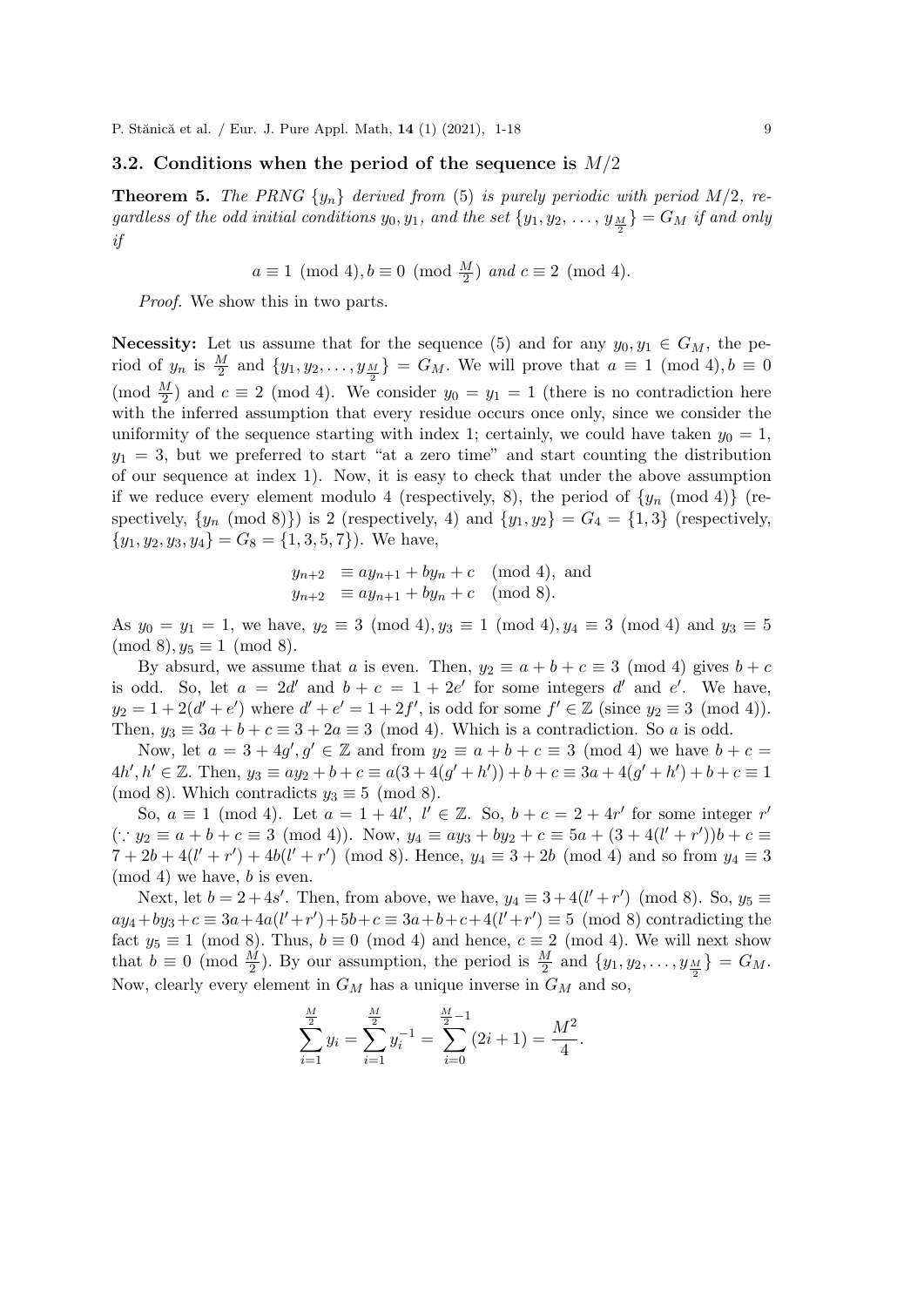### 3.2. Conditions when the period of the sequence is $M/2$

**Theorem 5.** *The PRNG $\{y_n\}$ derived from (5) is purely periodic with period $M/2$, regardless of the odd initial conditions $y_0, y_1$, and the set $\{y_1, y_2, \ldots, y_{\frac{M}{2}}\} = G_M$ if and only if*

$$a \equiv 1 \pmod 4, b \equiv 0 \pmod{\tfrac{M}{2}} \text{ and } c \equiv 2 \pmod 4.$$

*Proof.* We show this in two parts.

**Necessity:** Let us assume that for the sequence (5) and for any $y_0, y_1 \in G_M$, the period of $y_n$ is $\frac{M}{2}$ and $\{y_1, y_2, \ldots, y_{\frac{M}{2}}\} = G_M$. We will prove that $a \equiv 1 \pmod 4, b \equiv 0 \pmod{\frac{M}{2}}$ and $c \equiv 2 \pmod 4$. We consider $y_0 = y_1 = 1$ (there is no contradiction here with the inferred assumption that every residue occurs once only, since we consider the uniformity of the sequence starting with index 1; certainly, we could have taken $y_0 = 1$, $y_1 = 3$, but we preferred to start "at a zero time" and start counting the distribution of our sequence at index 1). Now, it is easy to check that under the above assumption if we reduce every element modulo 4 (respectively, 8), the period of $\{y_n \pmod 4\}$ (respectively, $\{y_n \pmod 8\}$) is 2 (respectively, 4) and $\{y_1, y_2\} = G_4 = \{1, 3\}$ (respectively, $\{y_1, y_2, y_3, y_4\} = G_8 = \{1, 3, 5, 7\}$). We have,

$$\begin{aligned} y_{n+2} &\equiv ay_{n+1} + by_n + c \pmod 4, \text{ and} \\ y_{n+2} &\equiv ay_{n+1} + by_n + c \pmod 8. \end{aligned}$$

As $y_0 = y_1 = 1$, we have, $y_2 \equiv 3 \pmod 4, y_3 \equiv 1 \pmod 4, y_4 \equiv 3 \pmod 4$ and $y_3 \equiv 5 \pmod 8, y_5 \equiv 1 \pmod 8$.

By absurd, we assume that $a$ is even. Then, $y_2 \equiv a + b + c \equiv 3 \pmod 4$ gives $b + c$ is odd. So, let $a = 2d'$ and $b + c = 1 + 2e'$ for some integers $d'$ and $e'$. We have, $y_2 = 1 + 2(d' + e')$ where $d' + e' = 1 + 2f'$, is odd for some $f' \in \mathbb{Z}$ (since $y_2 \equiv 3 \pmod 4$). Then, $y_3 \equiv 3a + b + c \equiv 3 + 2a \equiv 3 \pmod 4$. Which is a contradiction. So $a$ is odd.

Now, let $a = 3 + 4g', g' \in \mathbb{Z}$ and from $y_2 \equiv a + b + c \equiv 3 \pmod 4$ we have $b + c = 4h', h' \in \mathbb{Z}$. Then, $y_3 \equiv ay_2 + b + c \equiv a(3 + 4(g' + h')) + b + c \equiv 3a + 4(g' + h') + b + c \equiv 1 \pmod 8$. Which contradicts $y_3 \equiv 5 \pmod 8$.

So, $a \equiv 1 \pmod 4$. Let $a = 1 + 4l'$, $l' \in \mathbb{Z}$. So, $b + c = 2 + 4r'$ for some integer $r'$ ($\because y_2 \equiv a + b + c \equiv 3 \pmod 4$)). Now, $y_4 \equiv ay_3 + by_2 + c \equiv 5a + (3 + 4(l' + r'))b + c \equiv 7 + 2b + 4(l' + r') + 4b(l' + r') \pmod 8$. Hence, $y_4 \equiv 3 + 2b \pmod 4$ and so from $y_4 \equiv 3 \pmod 4$ we have, $b$ is even.

Next, let $b = 2 + 4s'$. Then, from above, we have, $y_4 \equiv 3 + 4(l' + r') \pmod 8$. So, $y_5 \equiv ay_4 + by_3 + c \equiv 3a + 4a(l' + r') + 5b + c \equiv 3a + b + c + 4(l' + r') \equiv 5 \pmod 8$ contradicting the fact $y_5 \equiv 1 \pmod 8$. Thus, $b \equiv 0 \pmod 4$ and hence, $c \equiv 2 \pmod 4$. We will next show that $b \equiv 0 \pmod{\frac{M}{2}}$. By our assumption, the period is $\frac{M}{2}$ and $\{y_1, y_2, \ldots, y_{\frac{M}{2}}\} = G_M$. Now, clearly every element in $G_M$ has a unique inverse in $G_M$ and so,

$$\sum_{i=1}^{\frac{M}{2}} y_i = \sum_{i=1}^{\frac{M}{2}} y_i^{-1} = \sum_{i=0}^{\frac{M}{2}-1} (2i + 1) = \frac{M^2}{4}.$$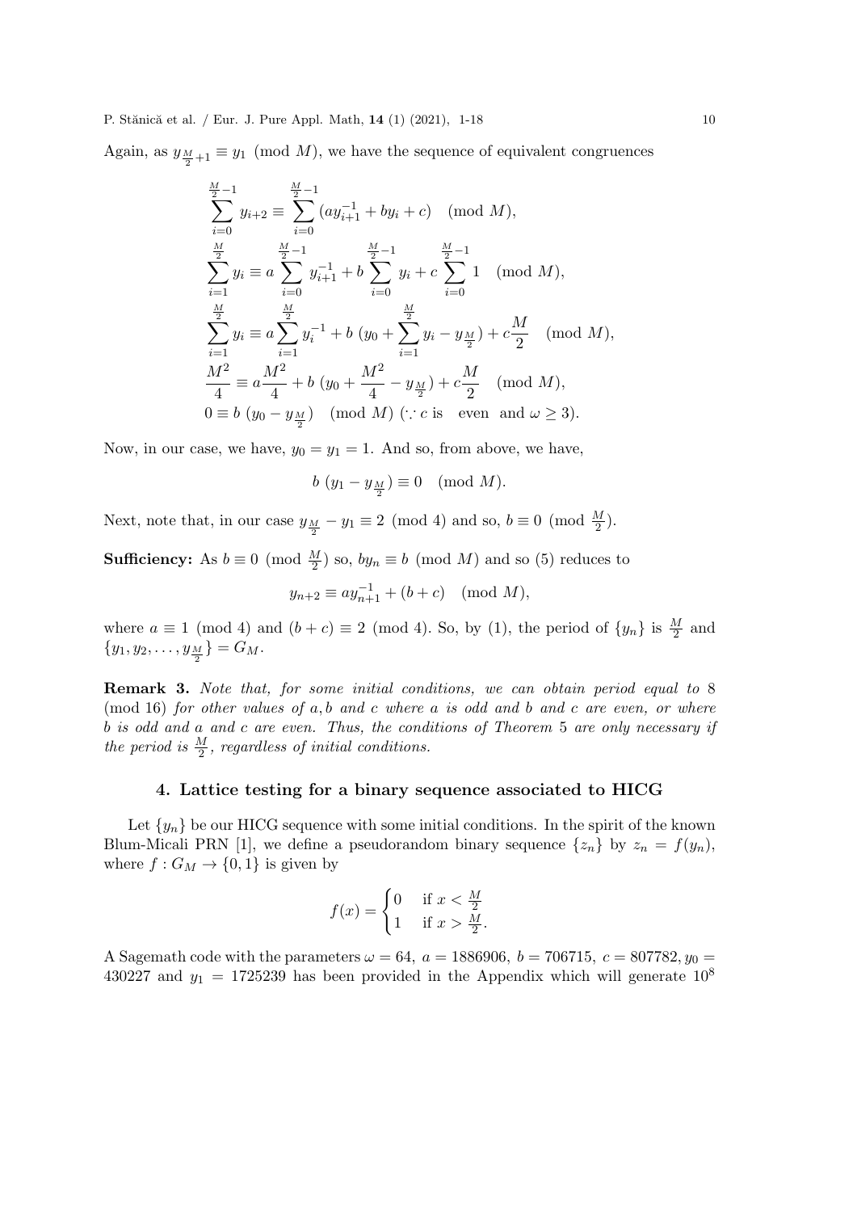Again, as $y_{\frac{M}{2}+1} \equiv y_1 \pmod{M}$, we have the sequence of equivalent congruences

$$
\begin{aligned}
&\sum_{i=0}^{\frac{M}{2}-1} y_{i+2} \equiv \sum_{i=0}^{\frac{M}{2}-1} (a y_{i+1}^{-1} + b y_i + c) \pmod{M}, \\
&\sum_{i=1}^{\frac{M}{2}} y_i \equiv a \sum_{i=0}^{\frac{M}{2}-1} y_{i+1}^{-1} + b \sum_{i=0}^{\frac{M}{2}-1} y_i + c \sum_{i=0}^{\frac{M}{2}-1} 1 \pmod{M}, \\
&\sum_{i=1}^{\frac{M}{2}} y_i \equiv a \sum_{i=1}^{\frac{M}{2}} y_i^{-1} + b\,(y_0 + \sum_{i=1}^{\frac{M}{2}} y_i - y_{\frac{M}{2}}) + c\frac{M}{2} \pmod{M}, \\
&\frac{M^2}{4} \equiv a\frac{M^2}{4} + b\,(y_0 + \frac{M^2}{4} - y_{\frac{M}{2}}) + c\frac{M}{2} \pmod{M}, \\
&0 \equiv b\,(y_0 - y_{\frac{M}{2}}) \pmod{M}\ (\because c \text{ is even and } \omega \geq 3).
\end{aligned}
$$

Now, in our case, we have, $y_0 = y_1 = 1$. And so, from above, we have,

$$b\,(y_1 - y_{\frac{M}{2}}) \equiv 0 \pmod{M}.$$

Next, note that, in our case $y_{\frac{M}{2}} - y_1 \equiv 2 \pmod{4}$ and so, $b \equiv 0 \pmod{\frac{M}{2}}$.

**Sufficiency:** As $b \equiv 0 \pmod{\frac{M}{2}}$ so, $b y_n \equiv b \pmod{M}$ and so (5) reduces to

$$y_{n+2} \equiv a y_{n+1}^{-1} + (b + c) \pmod{M},$$

where $a \equiv 1 \pmod{4}$ and $(b + c) \equiv 2 \pmod{4}$. So, by (1), the period of $\{y_n\}$ is $\frac{M}{2}$ and $\{y_1, y_2, \ldots, y_{\frac{M}{2}}\} = G_M$.

**Remark 3.** *Note that, for some initial conditions, we can obtain period equal to* $8 \pmod{16}$ *for other values of* $a, b$ *and* $c$ *where* $a$ *is odd and* $b$ *and* $c$ *are even, or where* $b$ *is odd and* $a$ *and* $c$ *are even. Thus, the conditions of Theorem* 5 *are only necessary if the period is* $\frac{M}{2}$*, regardless of initial conditions.*

## 4. Lattice testing for a binary sequence associated to HICG

Let $\{y_n\}$ be our HICG sequence with some initial conditions. In the spirit of the known Blum-Micali PRN [1], we define a pseudorandom binary sequence $\{z_n\}$ by $z_n = f(y_n)$, where $f : G_M \to \{0, 1\}$ is given by

$$f(x) = \begin{cases} 0 & \text{if } x < \frac{M}{2} \\ 1 & \text{if } x > \frac{M}{2}. \end{cases}$$

A Sagemath code with the parameters $\omega = 64$, $a = 1886906$, $b = 706715$, $c = 807782$, $y_0 = 430227$ and $y_1 = 1725239$ has been provided in the Appendix which will generate $10^8$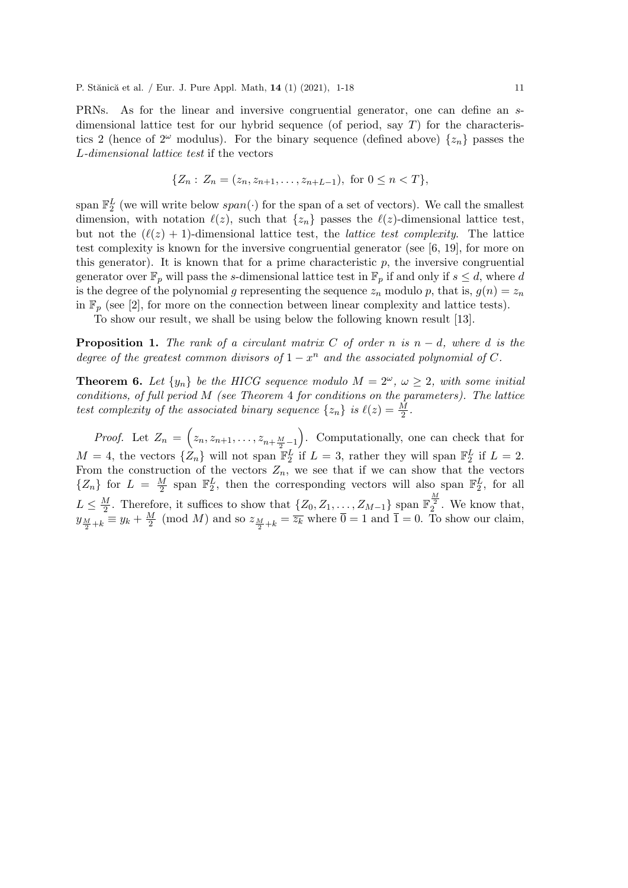PRNs. As for the linear and inversive congruential generator, one can define an $s$-dimensional lattice test for our hybrid sequence (of period, say $T$) for the characteristics 2 (hence of $2^\omega$ modulus). For the binary sequence (defined above) $\{z_n\}$ passes the *L-dimensional lattice test* if the vectors

$$\{Z_n : Z_n = (z_n, z_{n+1}, \ldots, z_{n+L-1}), \text{ for } 0 \le n < T\},$$

span $\mathbb{F}_2^L$ (we will write below $span(\cdot)$ for the span of a set of vectors). We call the smallest dimension, with notation $\ell(z)$, such that $\{z_n\}$ passes the $\ell(z)$-dimensional lattice test, but not the $(\ell(z)+1)$-dimensional lattice test, the *lattice test complexity*. The lattice test complexity is known for the inversive congruential generator (see [6, 19], for more on this generator). It is known that for a prime characteristic $p$, the inversive congruential generator over $\mathbb{F}_p$ will pass the $s$-dimensional lattice test in $\mathbb{F}_p$ if and only if $s \le d$, where $d$ is the degree of the polynomial $g$ representing the sequence $z_n$ modulo $p$, that is, $g(n) = z_n$ in $\mathbb{F}_p$ (see [2], for more on the connection between linear complexity and lattice tests).

To show our result, we shall be using below the following known result [13].

**Proposition 1.** *The rank of a circulant matrix $C$ of order $n$ is $n-d$, where $d$ is the degree of the greatest common divisors of $1-x^n$ and the associated polynomial of $C$.*

**Theorem 6.** *Let $\{y_n\}$ be the HICG sequence modulo $M = 2^\omega$, $\omega \ge 2$, with some initial conditions, of full period $M$ (see Theorem 4 for conditions on the parameters). The lattice test complexity of the associated binary sequence $\{z_n\}$ is $\ell(z) = \frac{M}{2}$.*

*Proof.* Let $Z_n = \left(z_n, z_{n+1}, \ldots, z_{n+\frac{M}{2}-1}\right)$. Computationally, one can check that for $M = 4$, the vectors $\{Z_n\}$ will not span $\mathbb{F}_2^L$ if $L = 3$, rather they will span $\mathbb{F}_2^L$ if $L = 2$. From the construction of the vectors $Z_n$, we see that if we can show that the vectors $\{Z_n\}$ for $L = \frac{M}{2}$ span $\mathbb{F}_2^L$, then the corresponding vectors will also span $\mathbb{F}_2^L$, for all $L \le \frac{M}{2}$. Therefore, it suffices to show that $\{Z_0, Z_1, \ldots, Z_{M-1}\}$ span $\mathbb{F}_2^{\frac{M}{2}}$. We know that, $y_{\frac{M}{2}+k} \equiv y_k + \frac{M}{2} \pmod M$ and so $z_{\frac{M}{2}+k} = \overline{z_k}$ where $\overline{0} = 1$ and $\overline{1} = 0$. To show our claim,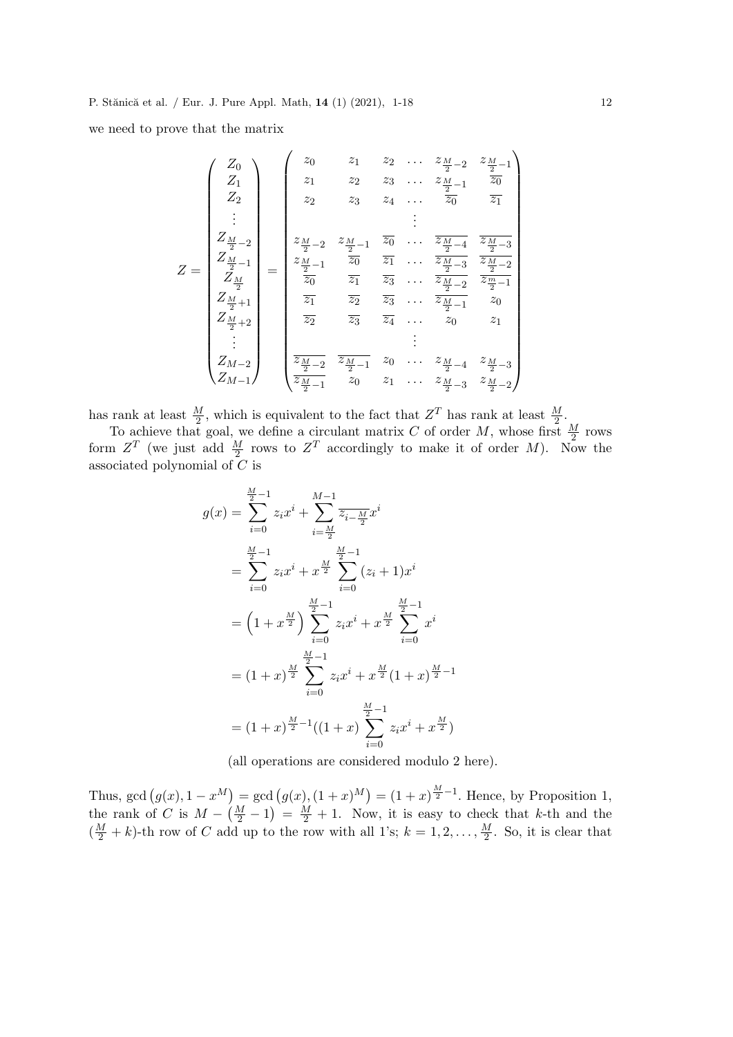we need to prove that the matrix

$$
Z = \begin{pmatrix} Z_0 \\ Z_1 \\ Z_2 \\ \vdots \\ Z_{\frac{M}{2}-2} \\ Z_{\frac{M}{2}-1} \\ Z_{\frac{M}{2}} \\ Z_{\frac{M}{2}+1} \\ Z_{\frac{M}{2}+2} \\ \vdots \\ Z_{M-2} \\ Z_{M-1} \end{pmatrix} = \begin{pmatrix} z_0 & z_1 & z_2 & \dots & z_{\frac{M}{2}-2} & z_{\frac{M}{2}-1} \\ z_1 & z_2 & z_3 & \dots & z_{\frac{M}{2}-1} & \overline{z_0} \\ z_2 & z_3 & z_4 & \dots & \overline{z_0} & \overline{z_1} \\ & & & \vdots & & \\ z_{\frac{M}{2}-2} & z_{\frac{M}{2}-1} & \overline{z_0} & \dots & \overline{z_{\frac{M}{2}-4}} & \overline{z_{\frac{M}{2}-3}} \\ z_{\frac{M}{2}-1} & \overline{z_0} & \overline{z_1} & \dots & \overline{z_{\frac{M}{2}-3}} & \overline{z_{\frac{M}{2}-2}} \\ \overline{z_0} & \overline{z_1} & \overline{z_3} & \dots & \overline{z_{\frac{M}{2}-2}} & \overline{z_{\frac{m}{2}-1}} \\ \overline{z_1} & \overline{z_2} & \overline{z_3} & \dots & \overline{z_{\frac{M}{2}-1}} & z_0 \\ \overline{z_2} & \overline{z_3} & \overline{z_4} & \dots & z_0 & z_1 \\ & & & \vdots & & \\ \overline{z_{\frac{M}{2}-2}} & \overline{z_{\frac{M}{2}-1}} & z_0 & \dots & z_{\frac{M}{2}-4} & z_{\frac{M}{2}-3} \\ \overline{z_{\frac{M}{2}-1}} & z_0 & z_1 & \dots & z_{\frac{M}{2}-3} & z_{\frac{M}{2}-2} \end{pmatrix}
$$

has rank at least $\frac{M}{2}$, which is equivalent to the fact that $Z^T$ has rank at least $\frac{M}{2}$.

To achieve that goal, we define a circulant matrix $C$ of order $M$, whose first $\frac{M}{2}$ rows form $Z^T$ (we just add $\frac{M}{2}$ rows to $Z^T$ accordingly to make it of order $M$). Now the associated polynomial of $C$ is

$$
\begin{aligned}
g(x) &= \sum_{i=0}^{\frac{M}{2}-1} z_i x^i + \sum_{i=\frac{M}{2}}^{M-1} \overline{z_{i-\frac{M}{2}}} x^i \\
&= \sum_{i=0}^{\frac{M}{2}-1} z_i x^i + x^{\frac{M}{2}} \sum_{i=0}^{\frac{M}{2}-1} (z_i+1) x^i \\
&= \left(1 + x^{\frac{M}{2}}\right) \sum_{i=0}^{\frac{M}{2}-1} z_i x^i + x^{\frac{M}{2}} \sum_{i=0}^{\frac{M}{2}-1} x^i \\
&= (1+x)^{\frac{M}{2}} \sum_{i=0}^{\frac{M}{2}-1} z_i x^i + x^{\frac{M}{2}} (1+x)^{\frac{M}{2}-1} \\
&= (1+x)^{\frac{M}{2}-1} ((1+x) \sum_{i=0}^{\frac{M}{2}-1} z_i x^i + x^{\frac{M}{2}})
\end{aligned}
$$

(all operations are considered modulo 2 here).

Thus, $\gcd\left(g(x), 1 - x^M\right) = \gcd\left(g(x), (1+x)^M\right) = (1+x)^{\frac{M}{2}-1}$. Hence, by Proposition 1, the rank of $C$ is $M - \left(\frac{M}{2} - 1\right) = \frac{M}{2} + 1$. Now, it is easy to check that $k$-th and the $(\frac{M}{2}+k)$-th row of $C$ add up to the row with all 1's; $k = 1, 2, \dots, \frac{M}{2}$. So, it is clear that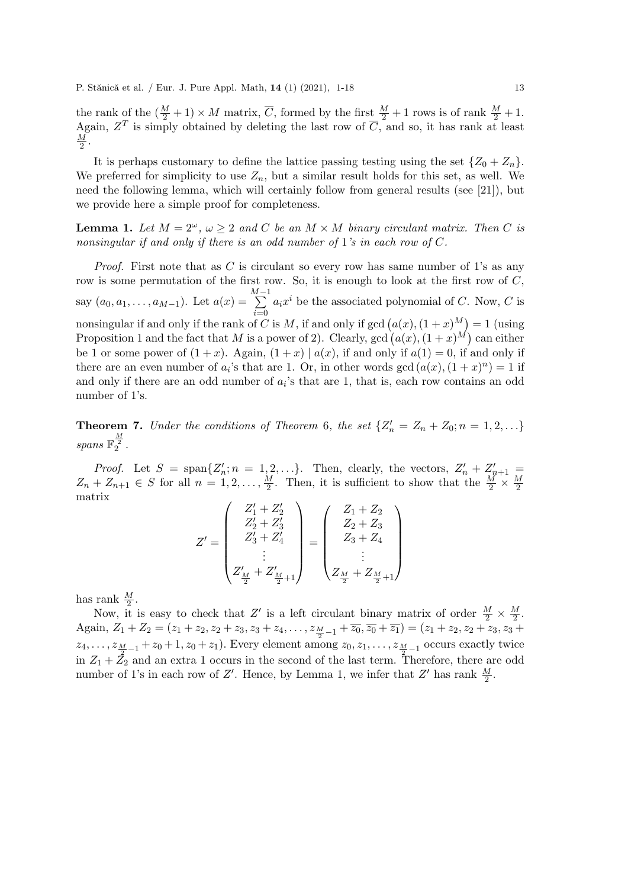the rank of the $(\frac{M}{2}+1) \times M$ matrix, $\overline{C}$, formed by the first $\frac{M}{2}+1$ rows is of rank $\frac{M}{2}+1$. Again, $Z^T$ is simply obtained by deleting the last row of $\overline{C}$, and so, it has rank at least $\frac{M}{2}$.

It is perhaps customary to define the lattice passing testing using the set $\{Z_0 + Z_n\}$. We preferred for simplicity to use $Z_n$, but a similar result holds for this set, as well. We need the following lemma, which will certainly follow from general results (see [21]), but we provide here a simple proof for completeness.

**Lemma 1.** *Let $M = 2^\omega$, $\omega \geq 2$ and $C$ be an $M \times M$ binary circulant matrix. Then $C$ is nonsingular if and only if there is an odd number of 1's in each row of $C$.*

*Proof.* First note that as $C$ is circulant so every row has same number of 1's as any row is some permutation of the first row. So, it is enough to look at the first row of $C$, say $(a_0, a_1, \ldots, a_{M-1})$. Let $a(x) = \sum_{i=0}^{M-1} a_i x^i$ be the associated polynomial of $C$. Now, $C$ is nonsingular if and only if the rank of $C$ is $M$, if and only if $\gcd\left(a(x), (1+x)^M\right) = 1$ (using Proposition 1 and the fact that $M$ is a power of 2). Clearly, $\gcd\left(a(x), (1+x)^M\right)$ can either be 1 or some power of $(1+x)$. Again, $(1+x) \mid a(x)$, if and only if $a(1) = 0$, if and only if there are an even number of $a_i$'s that are 1. Or, in other words $\gcd\left(a(x), (1+x)^n\right) = 1$ if and only if there are an odd number of $a_i$'s that are 1, that is, each row contains an odd number of 1's.

**Theorem 7.** *Under the conditions of Theorem 6, the set $\{Z'_n = Z_n + Z_0; n = 1, 2, \ldots\}$ spans $\mathbb{F}_2^{\frac{M}{2}}$.*

*Proof.* Let $S = \text{span}\{Z'_n; n = 1, 2, \ldots\}$. Then, clearly, the vectors, $Z'_n + Z'_{n+1} = Z_n + Z_{n+1} \in S$ for all $n = 1, 2, \ldots, \frac{M}{2}$. Then, it is sufficient to show that the $\frac{M}{2} \times \frac{M}{2}$ matrix

$$Z' = \begin{pmatrix} Z'_1 + Z'_2 \\ Z'_2 + Z'_3 \\ Z'_3 + Z'_4 \\ \vdots \\ Z'_{\frac{M}{2}} + Z'_{\frac{M}{2}+1} \end{pmatrix} = \begin{pmatrix} Z_1 + Z_2 \\ Z_2 + Z_3 \\ Z_3 + Z_4 \\ \vdots \\ Z_{\frac{M}{2}} + Z_{\frac{M}{2}+1} \end{pmatrix}$$

has rank $\frac{M}{2}$.

Now, it is easy to check that $Z'$ is a left circulant binary matrix of order $\frac{M}{2} \times \frac{M}{2}$. Again, $Z_1 + Z_2 = (z_1 + z_2, z_2 + z_3, z_3 + z_4, \ldots, z_{\frac{M}{2}-1} + \overline{z_0}, \overline{z_0} + \overline{z_1}) = (z_1 + z_2, z_2 + z_3, z_3 + z_4, \ldots, z_{\frac{M}{2}-1} + z_0 + 1, z_0 + z_1)$. Every element among $z_0, z_1, \ldots, z_{\frac{M}{2}-1}$ occurs exactly twice in $Z_1 + Z_2$ and an extra 1 occurs in the second of the last term. Therefore, there are odd number of 1's in each row of $Z'$. Hence, by Lemma 1, we infer that $Z'$ has rank $\frac{M}{2}$.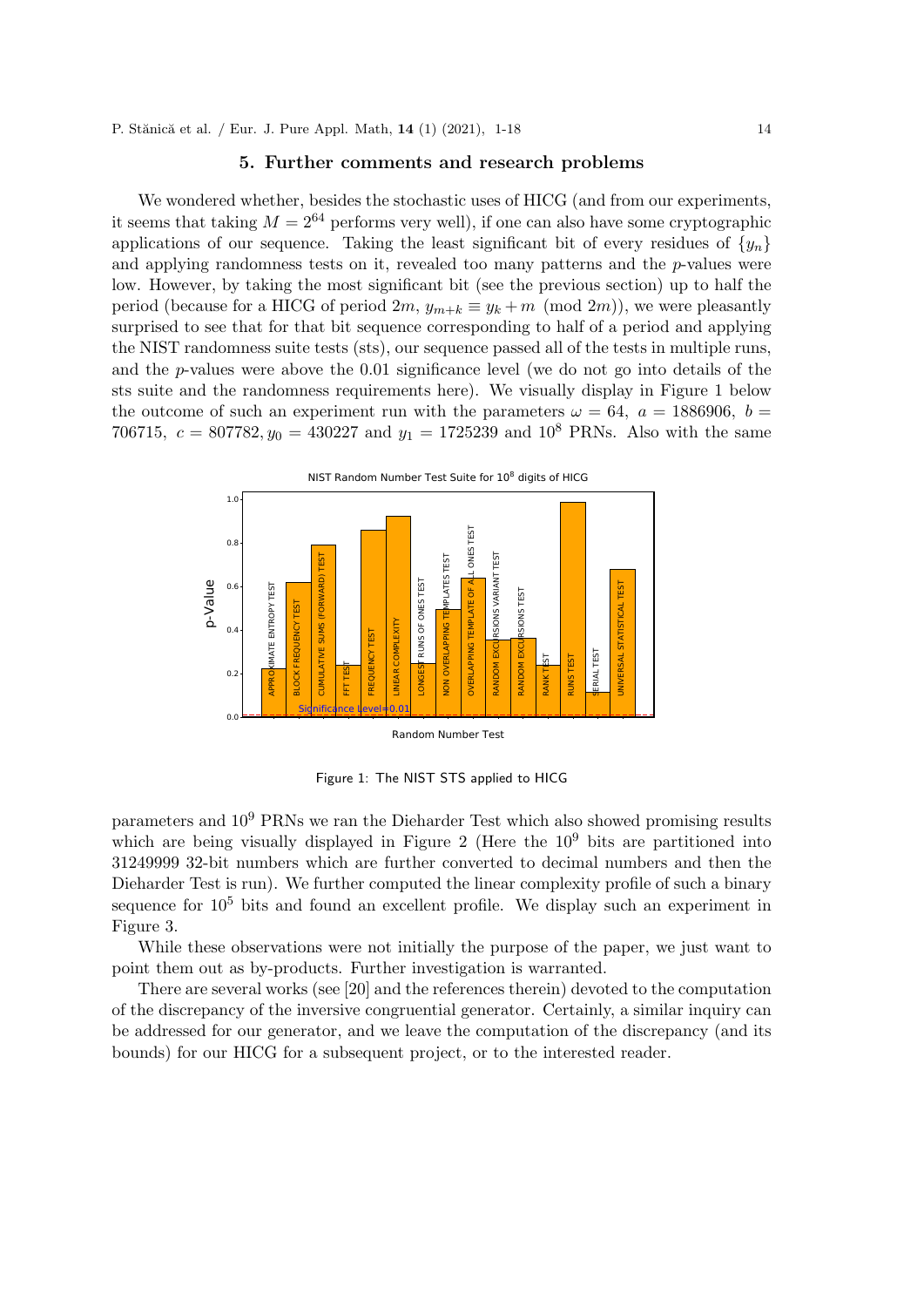## 5. Further comments and research problems

We wondered whether, besides the stochastic uses of HICG (and from our experiments, it seems that taking $M = 2^{64}$ performs very well), if one can also have some cryptographic applications of our sequence. Taking the least significant bit of every residues of $\{y_n\}$ and applying randomness tests on it, revealed too many patterns and the $p$-values were low. However, by taking the most significant bit (see the previous section) up to half the period (because for a HICG of period $2m$, $y_{m+k} \equiv y_k + m \pmod{2m}$), we were pleasantly surprised to see that for that bit sequence corresponding to half of a period and applying the NIST randomness suite tests (sts), our sequence passed all of the tests in multiple runs, and the $p$-values were above the 0.01 significance level (we do not go into details of the sts suite and the randomness requirements here). We visually display in Figure 1 below the outcome of such an experiment run with the parameters $\omega = 64$, $a = 1886906$, $b = 706715$, $c = 807782$, $y_0 = 430227$ and $y_1 = 1725239$ and $10^8$ PRNs. Also with the same

Figure 1: The NIST STS applied to HICG

parameters and $10^9$ PRNs we ran the Dieharder Test which also showed promising results which are being visually displayed in Figure 2 (Here the $10^9$ bits are partitioned into 31249999 32-bit numbers which are further converted to decimal numbers and then the Dieharder Test is run). We further computed the linear complexity profile of such a binary sequence for $10^5$ bits and found an excellent profile. We display such an experiment in Figure 3.

While these observations were not initially the purpose of the paper, we just want to point them out as by-products. Further investigation is warranted.

There are several works (see [20] and the references therein) devoted to the computation of the discrepancy of the inversive congruential generator. Certainly, a similar inquiry can be addressed for our generator, and we leave the computation of the discrepancy (and its bounds) for our HICG for a subsequent project, or to the interested reader.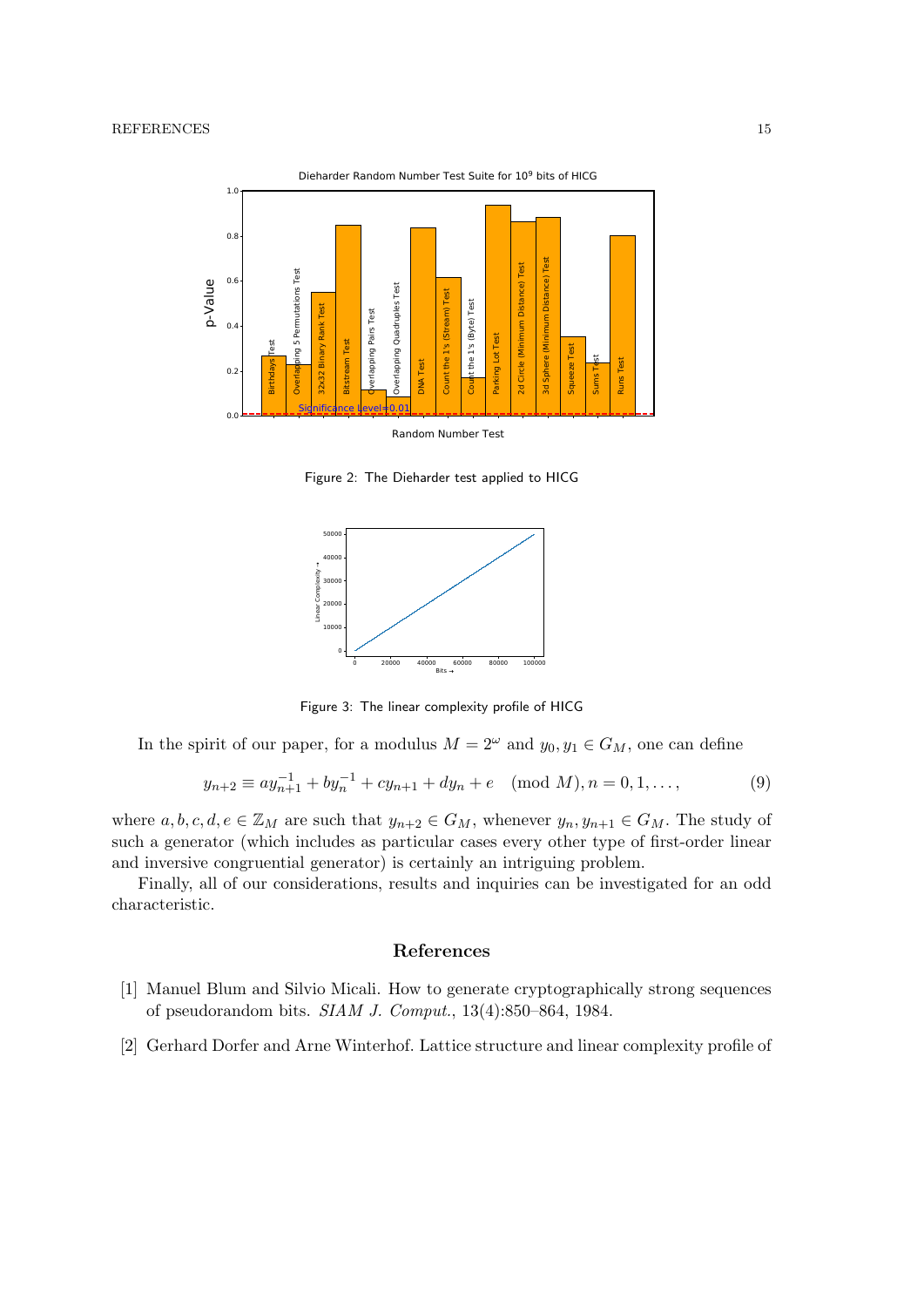Figure 2: The Dieharder test applied to HICG

Figure 3: The linear complexity profile of HICG

In the spirit of our paper, for a modulus $M = 2^\omega$ and $y_0, y_1 \in G_M$, one can define

$$y_{n+2} \equiv a y_{n+1}^{-1} + b y_n^{-1} + c y_{n+1} + d y_n + e \pmod{M}, n = 0, 1, \ldots, \tag{9}$$

where $a, b, c, d, e \in \mathbb{Z}_M$ are such that $y_{n+2} \in G_M$, whenever $y_n, y_{n+1} \in G_M$. The study of such a generator (which includes as particular cases every other type of first-order linear and inversive congruential generator) is certainly an intriguing problem.

Finally, all of our considerations, results and inquiries can be investigated for an odd characteristic.

## References

[1] Manuel Blum and Silvio Micali. How to generate cryptographically strong sequences of pseudorandom bits. *SIAM J. Comput.*, 13(4):850–864, 1984.

[2] Gerhard Dorfer and Arne Winterhof. Lattice structure and linear complexity profile of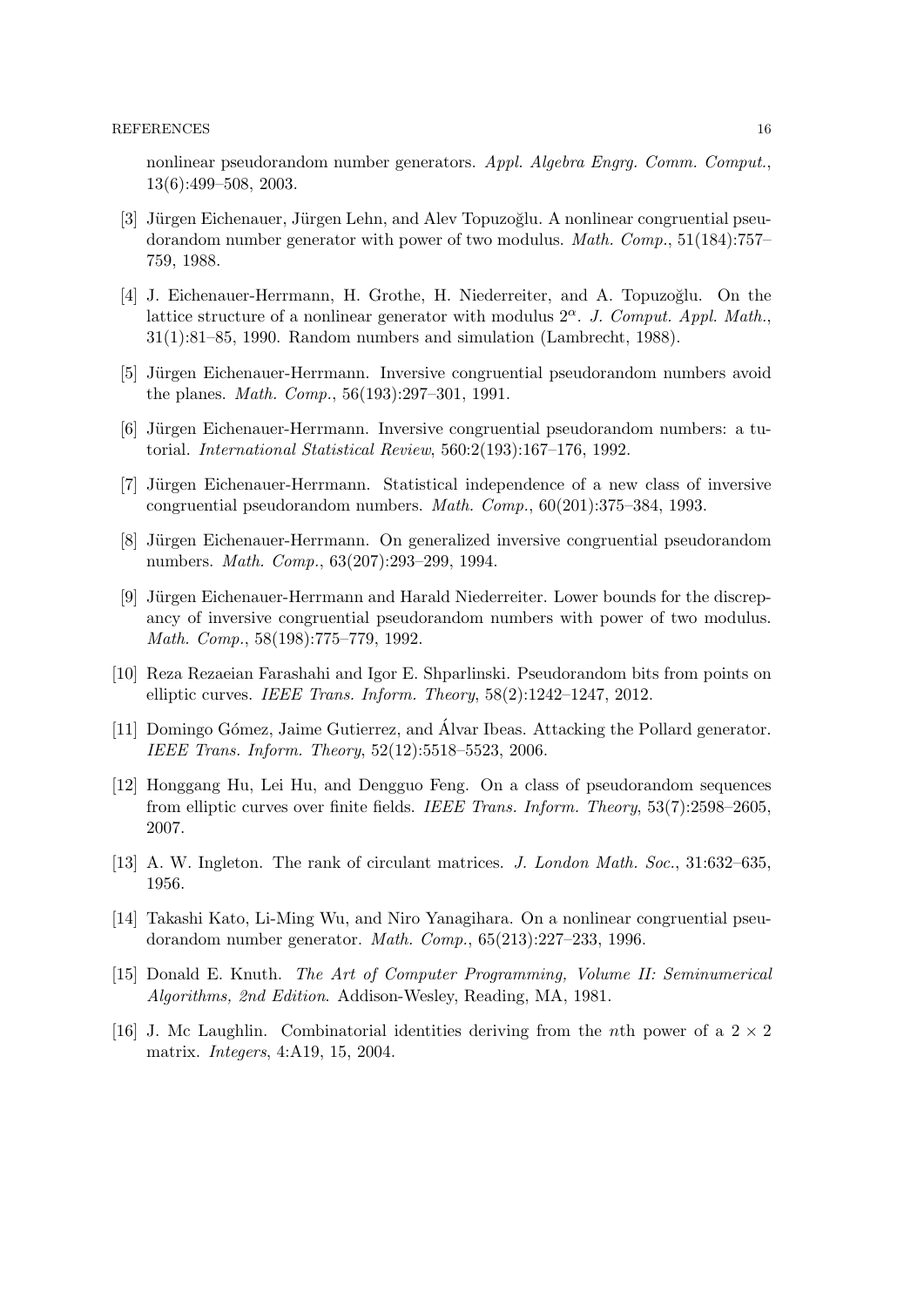nonlinear pseudorandom number generators. *Appl. Algebra Engrg. Comm. Comput.*, 13(6):499–508, 2003.

[3] Jürgen Eichenauer, Jürgen Lehn, and Alev Topuzoğlu. A nonlinear congruential pseudorandom number generator with power of two modulus. *Math. Comp.*, 51(184):757–759, 1988.

[4] J. Eichenauer-Herrmann, H. Grothe, H. Niederreiter, and A. Topuzoğlu. On the lattice structure of a nonlinear generator with modulus $2^{\alpha}$. *J. Comput. Appl. Math.*, 31(1):81–85, 1990. Random numbers and simulation (Lambrecht, 1988).

[5] Jürgen Eichenauer-Herrmann. Inversive congruential pseudorandom numbers avoid the planes. *Math. Comp.*, 56(193):297–301, 1991.

[6] Jürgen Eichenauer-Herrmann. Inversive congruential pseudorandom numbers: a tutorial. *International Statistical Review*, 560:2(193):167–176, 1992.

[7] Jürgen Eichenauer-Herrmann. Statistical independence of a new class of inversive congruential pseudorandom numbers. *Math. Comp.*, 60(201):375–384, 1993.

[8] Jürgen Eichenauer-Herrmann. On generalized inversive congruential pseudorandom numbers. *Math. Comp.*, 63(207):293–299, 1994.

[9] Jürgen Eichenauer-Herrmann and Harald Niederreiter. Lower bounds for the discrepancy of inversive congruential pseudorandom numbers with power of two modulus. *Math. Comp.*, 58(198):775–779, 1992.

[10] Reza Rezaeian Farashahi and Igor E. Shparlinski. Pseudorandom bits from points on elliptic curves. *IEEE Trans. Inform. Theory*, 58(2):1242–1247, 2012.

[11] Domingo Gómez, Jaime Gutierrez, and Álvar Ibeas. Attacking the Pollard generator. *IEEE Trans. Inform. Theory*, 52(12):5518–5523, 2006.

[12] Honggang Hu, Lei Hu, and Dengguo Feng. On a class of pseudorandom sequences from elliptic curves over finite fields. *IEEE Trans. Inform. Theory*, 53(7):2598–2605, 2007.

[13] A. W. Ingleton. The rank of circulant matrices. *J. London Math. Soc.*, 31:632–635, 1956.

[14] Takashi Kato, Li-Ming Wu, and Niro Yanagihara. On a nonlinear congruential pseudorandom number generator. *Math. Comp.*, 65(213):227–233, 1996.

[15] Donald E. Knuth. *The Art of Computer Programming, Volume II: Seminumerical Algorithms, 2nd Edition*. Addison-Wesley, Reading, MA, 1981.

[16] J. Mc Laughlin. Combinatorial identities deriving from the $n$th power of a $2 \times 2$ matrix. *Integers*, 4:A19, 15, 2004.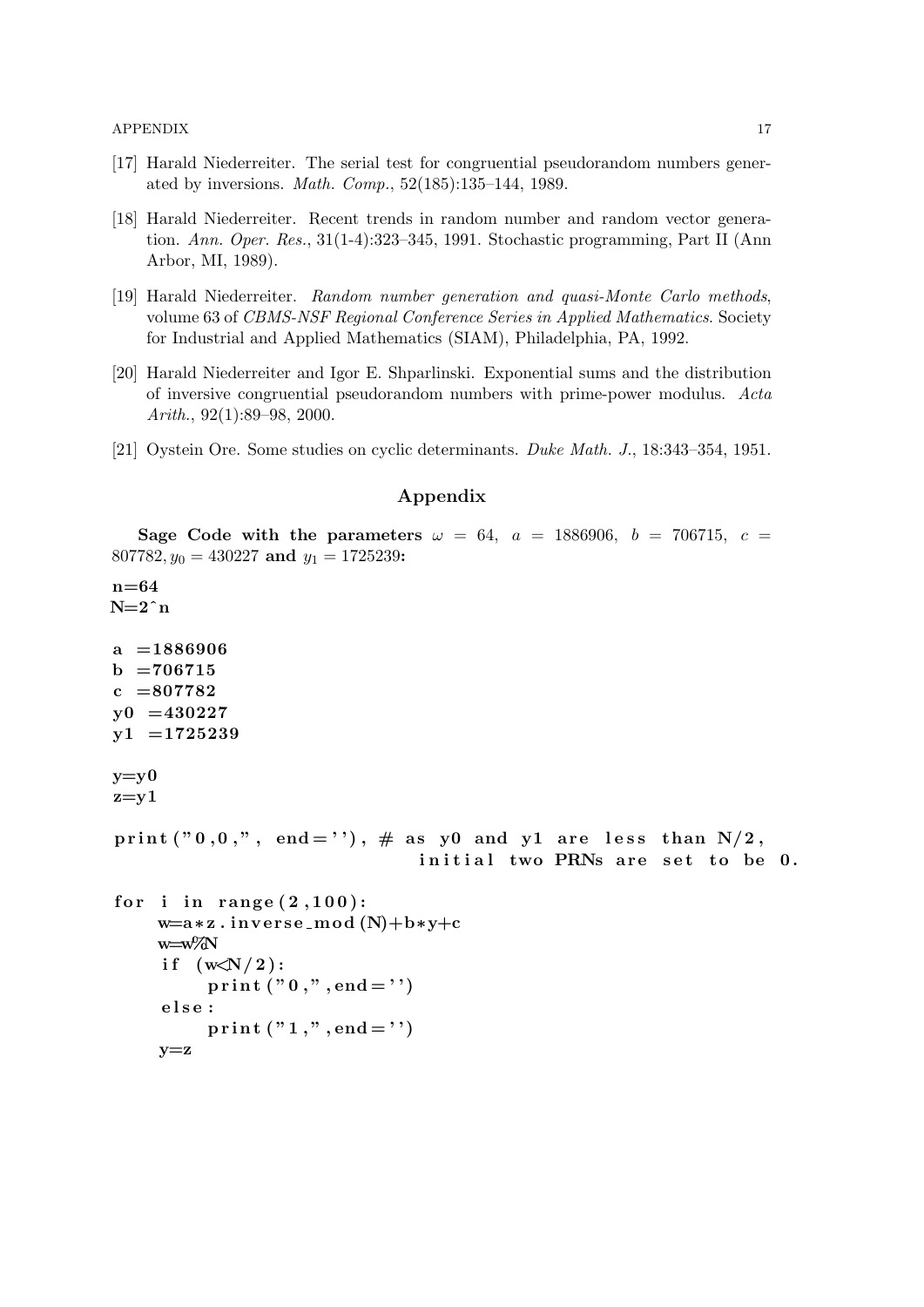[17] Harald Niederreiter. The serial test for congruential pseudorandom numbers generated by inversions. *Math. Comp.*, 52(185):135–144, 1989.

[18] Harald Niederreiter. Recent trends in random number and random vector generation. *Ann. Oper. Res.*, 31(1-4):323–345, 1991. Stochastic programming, Part II (Ann Arbor, MI, 1989).

[19] Harald Niederreiter. *Random number generation and quasi-Monte Carlo methods*, volume 63 of *CBMS-NSF Regional Conference Series in Applied Mathematics*. Society for Industrial and Applied Mathematics (SIAM), Philadelphia, PA, 1992.

[20] Harald Niederreiter and Igor E. Shparlinski. Exponential sums and the distribution of inversive congruential pseudorandom numbers with prime-power modulus. *Acta Arith.*, 92(1):89–98, 2000.

[21] Oystein Ore. Some studies on cyclic determinants. *Duke Math. J.*, 18:343–354, 1951.

## Appendix

**Sage Code with the parameters** $\omega = 64$, $a = 1886906$, $b = 706715$, $c = 807782, y_0 = 430227$ **and** $y_1 = 1725239$**:**

```
n=64
N=2^n

a =1886906
b =706715
c =807782
y0 =430227
y1 =1725239

y=y0
z=y1

print("0,0,", end=''), # as y0 and y1 are less than N/2,
                         initial two PRNs are set to be 0.

for i in range(2,100):
    w=a*z.inverse_mod(N)+b*y+c
    w=w%N
    if (w<N/2):
        print("0,",end='')
    else:
        print("1,",end='')
    y=z
```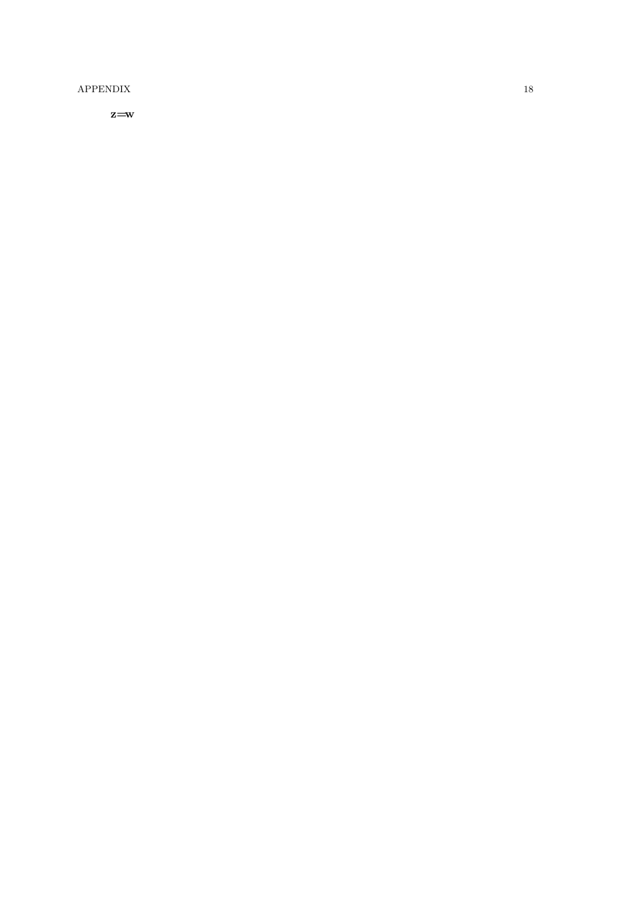$\mathbf{z}$=$\mathbf{w}$